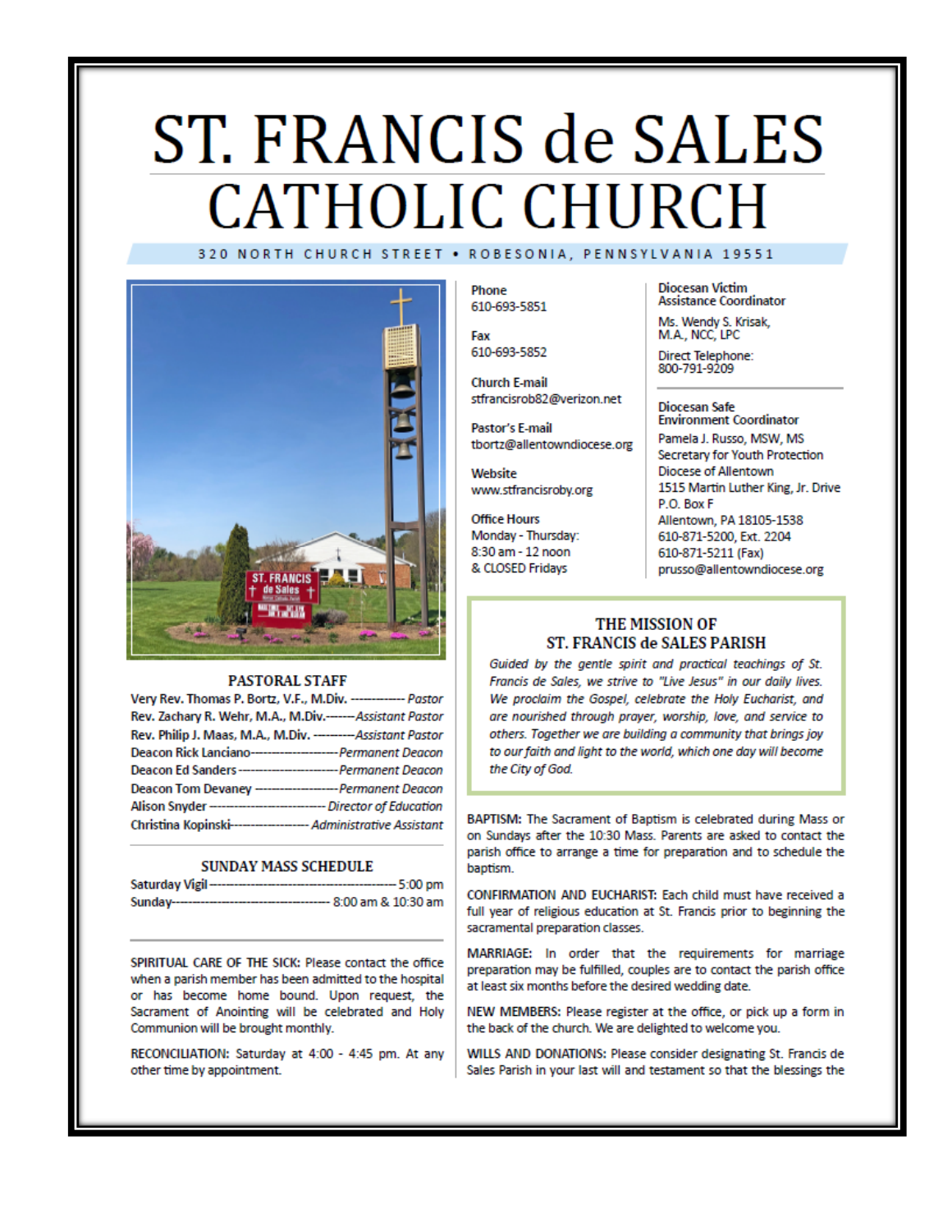# ST. FRANCIS de SALES CATHOLIC CHURCH

320 NORTH CHURCH STREET • ROBESONIA, PENNSYLVANIA 19551

## PASTORAL STAFF

Very Rev. Thomas P. Bortz, V.F., M.Div. ------------ *Pastor*
Rev. Zachary R. Wehr, M.A., M.Div.------*Assistant Pastor*
Rev. Philip J. Maas, M.A., M.Div. ---------*Assistant Pastor*
Deacon Rick Lanciano-------------------*Permanent Deacon*
Deacon Ed Sanders----------------------*Permanent Deacon*
Deacon Tom Devaney ------------------*Permanent Deacon*
Alison Snyder --------------------------*Director of Education*
Christina Kopinski----------------- *Administrative Assistant*

## SUNDAY MASS SCHEDULE

Saturday Vigil ------------------------------------------ 5:00 pm
Sunday---------------------------------- 8:00 am & 10:30 am

SPIRITUAL CARE OF THE SICK: Please contact the office when a parish member has been admitted to the hospital or has become home bound. Upon request, the Sacrament of Anointing will be celebrated and Holy Communion will be brought monthly.

RECONCILIATION: Saturday at 4:00 - 4:45 pm. At any other time by appointment.

**Phone**
610-693-5851

**Fax**
610-693-5852

**Church E-mail**
stfrancisrob82@verizon.net

**Pastor's E-mail**
tbortz@allentowndiocese.org

**Website**
www.stfrancisroby.org

**Office Hours**
Monday - Thursday:
8:30 am - 12 noon
& CLOSED Fridays

**Diocesan Victim Assistance Coordinator**

Ms. Wendy S. Krisak, M.A., NCC, LPC

Direct Telephone:
800-791-9209

**Diocesan Safe Environment Coordinator**

Pamela J. Russo, MSW, MS
Secretary for Youth Protection
Diocese of Allentown
1515 Martin Luther King, Jr. Drive
P.O. Box F
Allentown, PA 18105-1538
610-871-5200, Ext. 2204
610-871-5211 (Fax)
prusso@allentowndiocese.org

## THE MISSION OF ST. FRANCIS de SALES PARISH

*Guided by the gentle spirit and practical teachings of St. Francis de Sales, we strive to "Live Jesus" in our daily lives. We proclaim the Gospel, celebrate the Holy Eucharist, and are nourished through prayer, worship, love, and service to others. Together we are building a community that brings joy to our faith and light to the world, which one day will become the City of God.*

BAPTISM: The Sacrament of Baptism is celebrated during Mass or on Sundays after the 10:30 Mass. Parents are asked to contact the parish office to arrange a time for preparation and to schedule the baptism.

CONFIRMATION AND EUCHARIST: Each child must have received a full year of religious education at St. Francis prior to beginning the sacramental preparation classes.

MARRIAGE: In order that the requirements for marriage preparation may be fulfilled, couples are to contact the parish office at least six months before the desired wedding date.

NEW MEMBERS: Please register at the office, or pick up a form in the back of the church. We are delighted to welcome you.

WILLS AND DONATIONS: Please consider designating St. Francis de Sales Parish in your last will and testament so that the blessings the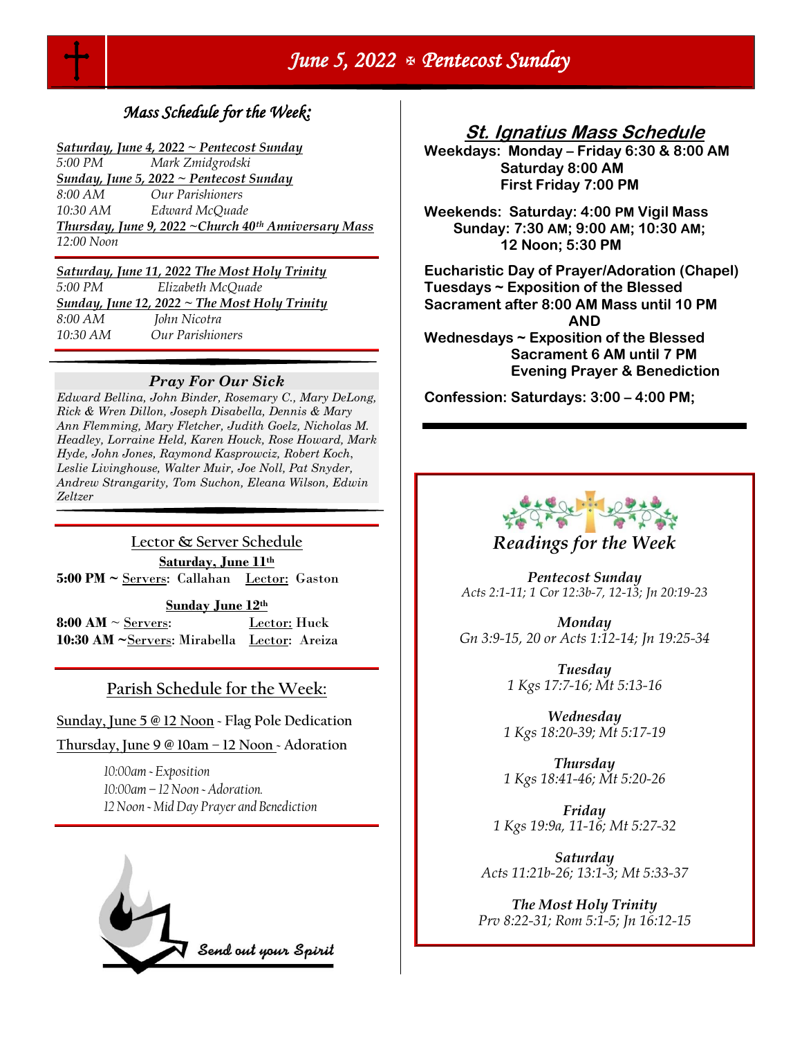# June 5, 2022 ✠ Pentecost Sunday

## Mass Schedule for the Week:

***Saturday, June 4, 2022 ~ Pentecost Sunday***
*5:00 PM* *Mark Zmidgrodski*

***Sunday, June 5, 2022 ~ Pentecost Sunday***
*8:00 AM* *Our Parishioners*
*10:30 AM* *Edward McQuade*

***Thursday, June 9, 2022 ~Church 40th Anniversary Mass***
*12:00 Noon*

***Saturday, June 11, 2022 The Most Holy Trinity***
*5:00 PM* *Elizabeth McQuade*

***Sunday, June 12, 2022 ~ The Most Holy Trinity***
*8:00 AM* *John Nicotra*
*10:30 AM* *Our Parishioners*

### Pray For Our Sick

*Edward Bellina, John Binder, Rosemary C., Mary DeLong, Rick & Wren Dillon, Joseph Disabella, Dennis & Mary Ann Flemming, Mary Fletcher, Judith Goelz, Nicholas M. Headley, Lorraine Held, Karen Houck, Rose Howard, Mark Hyde, John Jones, Raymond Kasprowciz, Robert Koch, Leslie Livinghouse, Walter Muir, Joe Noll, Pat Snyder, Andrew Strangarity, Tom Suchon, Eleana Wilson, Edwin Zeltzer*

### Lector & Server Schedule

**Saturday, June 11th**
**5:00 PM ~** Servers: Callahan  Lector: Gaston

**Sunday June 12th**
**8:00 AM** ~ Servers:  Lector: Huck
**10:30 AM ~**Servers: Mirabella  Lector: Areiza

### Parish Schedule for the Week:

Sunday, June 5 @ 12 Noon - Flag Pole Dedication

Thursday, June 9 @ 10am – 12 Noon - Adoration

*10:00am - Exposition*
*10:00am – 12 Noon - Adoration.*
*12 Noon - Mid Day Prayer and Benediction*

*Send out your Spirit*

## St. Ignatius Mass Schedule

**Weekdays: Monday – Friday 6:30 & 8:00 AM**
**Saturday 8:00 AM**
**First Friday 7:00 PM**

**Weekends: Saturday: 4:00 PM Vigil Mass**
**Sunday: 7:30 AM; 9:00 AM; 10:30 AM; 12 Noon; 5:30 PM**

**Eucharistic Day of Prayer/Adoration (Chapel)**
**Tuesdays ~ Exposition of the Blessed Sacrament after 8:00 AM Mass until 10 PM**
**AND**
**Wednesdays ~ Exposition of the Blessed Sacrament 6 AM until 7 PM Evening Prayer & Benediction**

**Confession: Saturdays: 3:00 – 4:00 PM;**

### Readings for the Week

***Pentecost Sunday***
*Acts 2:1-11; 1 Cor 12:3b-7, 12-13; Jn 20:19-23*

***Monday***
*Gn 3:9-15, 20 or Acts 1:12-14; Jn 19:25-34*

***Tuesday***
*1 Kgs 17:7-16; Mt 5:13-16*

***Wednesday***
*1 Kgs 18:20-39; Mt 5:17-19*

***Thursday***
*1 Kgs 18:41-46; Mt 5:20-26*

***Friday***
*1 Kgs 19:9a, 11-16; Mt 5:27-32*

***Saturday***
*Acts 11:21b-26; 13:1-3; Mt 5:33-37*

***The Most Holy Trinity***
*Prv 8:22-31; Rom 5:1-5; Jn 16:12-15*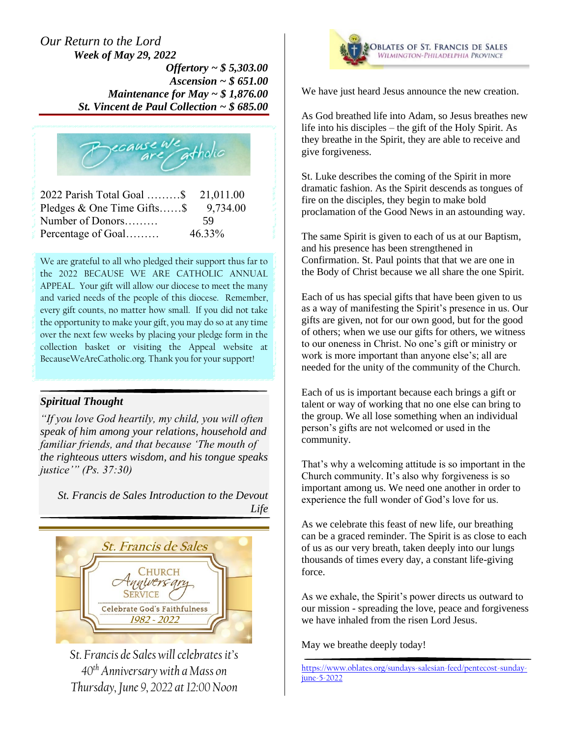*Our Return to the Lord*

***Week of May 29, 2022***

***Offertory ~ $ 5,303.00***
***Ascension ~ $ 651.00***
***Maintenance for May ~ $ 1,876.00***
***St. Vincent de Paul Collection ~ $ 685.00***

Because we are Catholic

| | |
|---|---|
| 2022 Parish Total Goal ……….$ | 21,011.00 |
| Pledges & One Time Gifts……$ | 9,734.00 |
| Number of Donors……… | 59 |
| Percentage of Goal……… | 46.33% |

We are grateful to all who pledged their support thus far to the 2022 BECAUSE WE ARE CATHOLIC ANNUAL APPEAL. Your gift will allow our diocese to meet the many and varied needs of the people of this diocese. Remember, every gift counts, no matter how small. If you did not take the opportunity to make your gift, you may do so at any time over the next few weeks by placing your pledge form in the collection basket or visiting the Appeal website at BecauseWeAreCatholic.org. Thank you for your support!

***Spiritual Thought***

*"If you love God heartily, my child, you will often speak of him among your relations, household and familiar friends, and that because 'The mouth of the righteous utters wisdom, and his tongue speaks justice'" (Ps. 37:30)*

*St. Francis de Sales Introduction to the Devout Life*

St. Francis de Sales
Church Anniversary Service
Celebrate God's Faithfulness
1982 - 2022

*St. Francis de Sales will celebrates it's 40th Anniversary with a Mass on Thursday, June 9, 2022 at 12:00 Noon*

OBLATES OF ST. FRANCIS DE SALES
WILMINGTON-PHILADELPHIA PROVINCE

We have just heard Jesus announce the new creation.

As God breathed life into Adam, so Jesus breathes new life into his disciples – the gift of the Holy Spirit. As they breathe in the Spirit, they are able to receive and give forgiveness.

St. Luke describes the coming of the Spirit in more dramatic fashion. As the Spirit descends as tongues of fire on the disciples, they begin to make bold proclamation of the Good News in an astounding way.

The same Spirit is given to each of us at our Baptism, and his presence has been strengthened in Confirmation. St. Paul points that that we are one in the Body of Christ because we all share the one Spirit.

Each of us has special gifts that have been given to us as a way of manifesting the Spirit's presence in us. Our gifts are given, not for our own good, but for the good of others; when we use our gifts for others, we witness to our oneness in Christ. No one's gift or ministry or work is more important than anyone else's; all are needed for the unity of the community of the Church.

Each of us is important because each brings a gift or talent or way of working that no one else can bring to the group. We all lose something when an individual person's gifts are not welcomed or used in the community.

That's why a welcoming attitude is so important in the Church community. It's also why forgiveness is so important among us. We need one another in order to experience the full wonder of God's love for us.

As we celebrate this feast of new life, our breathing can be a graced reminder. The Spirit is as close to each of us as our very breath, taken deeply into our lungs thousands of times every day, a constant life-giving force.

As we exhale, the Spirit's power directs us outward to our mission - spreading the love, peace and forgiveness we have inhaled from the risen Lord Jesus.

May we breathe deeply today!

https://www.oblates.org/sundays-salesian-feed/pentecost-sunday-june-5-2022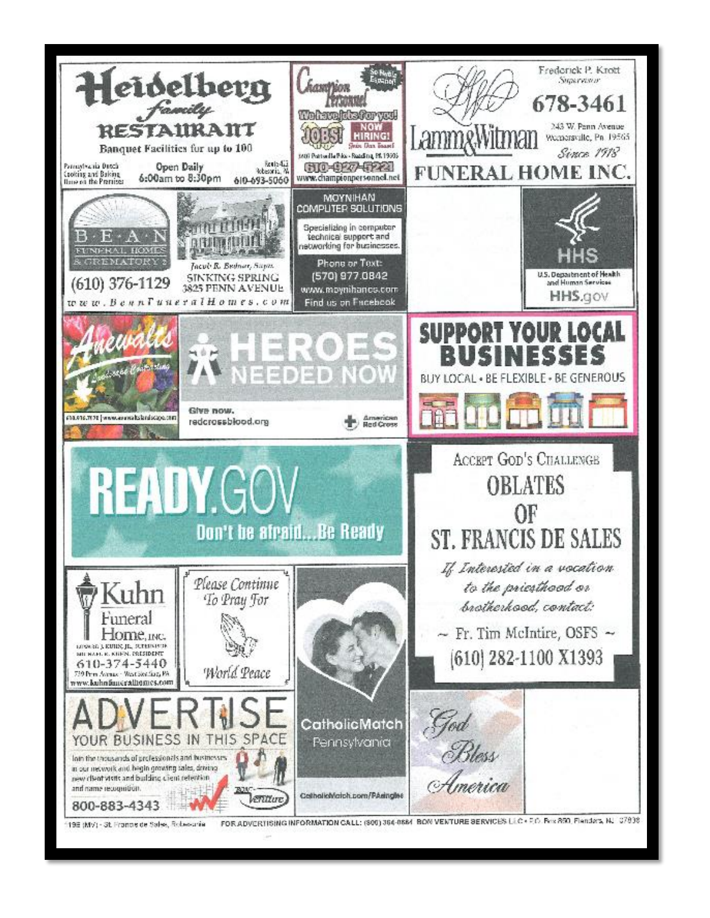## Heidelberg Family Restaurant

Banquet Facilities for up to 100

Pennsylvania Dutch Cooking and Baking Done on the Premises

Open Daily 6:00am to 8:30pm

Route 422 Robesonia, PA

610-693-5060

## Champion Personnel

Se Habla Español

We have jobs for you!

JOBS! NOW HIRING! Join Our Team!

3601 Pottsville Pike - Reading, PA 19605

610-927-5221

www.championpersonnel.net

## Lamm & Witman Funeral Home Inc.

Frederick P. Krott, Supervisor

678-3461

243 W. Penn Avenue
Wernersville, Pa. 19565

Since 1918

## Bean Funeral Homes & Crematory

Jacob R. Brubaker, Supv.

(610) 376-1129

SINKING SPRING
3825 PENN AVENUE

www.BeanFuneralHomes.com

## Moynihan Computer Solutions

Specializing in computer technical support and networking for businesses.

Phone or Text:
(570) 977.0842

www.moynihancs.com

Find us on Facebook

## HHS

U.S. Department of Health and Human Services

HHS.gov

## Anewalts Landscape Contracting

610.916.7070 | www.anewaltslandscape.com

## HEROES NEEDED NOW

Give now.
redcrossblood.org

American Red Cross

## SUPPORT YOUR LOCAL BUSINESSES

BUY LOCAL • BE FLEXIBLE • BE GENEROUS

## READY.GOV

Don't be afraid...Be Ready

## Accept God's Challenge

## OBLATES OF ST. FRANCIS DE SALES

*If Interested in a vocation to the priesthood or brotherhood, contact:*

~ Fr. Tim McIntire, OSFS ~

(610) 282-1100 X1393

## Kuhn Funeral Home, Inc.

Edward J. Kuhn, Jr., Supervisor
Michael K. Kuhn, President

610-374-5440

719 Penn Avenue - West Reading, PA

www.kuhnfuneralhomes.com

*Please Continue To Pray For*

*World Peace*

## CatholicMatch

Pennsylvania

CatholicMatch.com/PAsingles

*God Bless America*

## ADVERTISE

YOUR BUSINESS IN THIS SPACE

Join the thousands of professionals and businesses in our network and begin growing sales, driving new client visits and building client retention and name recognition.

800-883-4343

Bon Venture

1195 (MV) - St. Francis de Sales, Robesonia    FOR ADVERTISING INFORMATION CALL: (800) 364-0884 BON VENTURE SERVICES LLC • P.O. Box 850, Flanders, NJ 07836